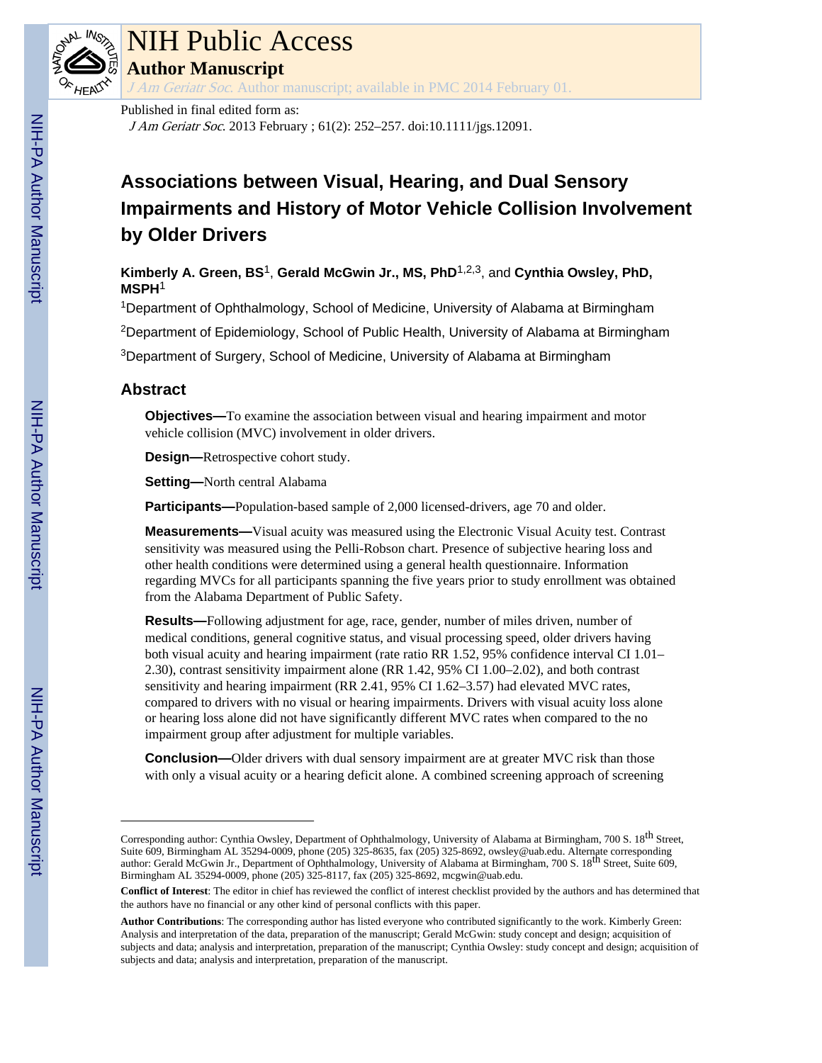# Associations between Visual, Hearing, and Dual Sensory Impairments and History of Motor Vehicle Collision Involvement by Older Drivers

**Kimberly A. Green, BS**[1], **Gerald McGwin Jr., MS, PhD**[1,2,3], and **Cynthia Owsley, PhD, MSPH**[1]

[1]Department of Ophthalmology, School of Medicine, University of Alabama at Birmingham

[2]Department of Epidemiology, School of Public Health, University of Alabama at Birmingham

[3]Department of Surgery, School of Medicine, University of Alabama at Birmingham

## Abstract

**Objectives—**To examine the association between visual and hearing impairment and motor vehicle collision (MVC) involvement in older drivers.

**Design—**Retrospective cohort study.

**Setting—**North central Alabama

**Participants—**Population-based sample of 2,000 licensed-drivers, age 70 and older.

**Measurements—**Visual acuity was measured using the Electronic Visual Acuity test. Contrast sensitivity was measured using the Pelli-Robson chart. Presence of subjective hearing loss and other health conditions were determined using a general health questionnaire. Information regarding MVCs for all participants spanning the five years prior to study enrollment was obtained from the Alabama Department of Public Safety.

**Results—**Following adjustment for age, race, gender, number of miles driven, number of medical conditions, general cognitive status, and visual processing speed, older drivers having both visual acuity and hearing impairment (rate ratio RR 1.52, 95% confidence interval CI 1.01–2.30), contrast sensitivity impairment alone (RR 1.42, 95% CI 1.00–2.02), and both contrast sensitivity and hearing impairment (RR 2.41, 95% CI 1.62–3.57) had elevated MVC rates, compared to drivers with no visual or hearing impairments. Drivers with visual acuity loss alone or hearing loss alone did not have significantly different MVC rates when compared to the no impairment group after adjustment for multiple variables.

**Conclusion—**Older drivers with dual sensory impairment are at greater MVC risk than those with only a visual acuity or a hearing deficit alone. A combined screening approach of screening

---

Corresponding author: Cynthia Owsley, Department of Ophthalmology, University of Alabama at Birmingham, 700 S. 18th Street, Suite 609, Birmingham AL 35294-0009, phone (205) 325-8635, fax (205) 325-8692, owsley@uab.edu. Alternate corresponding author: Gerald McGwin Jr., Department of Ophthalmology, University of Alabama at Birmingham, 700 S. 18th Street, Suite 609, Birmingham AL 35294-0009, phone (205) 325-8117, fax (205) 325-8692, mcgwin@uab.edu.

**Conflict of Interest**: The editor in chief has reviewed the conflict of interest checklist provided by the authors and has determined that the authors have no financial or any other kind of personal conflicts with this paper.

**Author Contributions**: The corresponding author has listed everyone who contributed significantly to the work. Kimberly Green: Analysis and interpretation of the data, preparation of the manuscript; Gerald McGwin: study concept and design; acquisition of subjects and data; analysis and interpretation, preparation of the manuscript; Cynthia Owsley: study concept and design; acquisition of subjects and data; analysis and interpretation, preparation of the manuscript.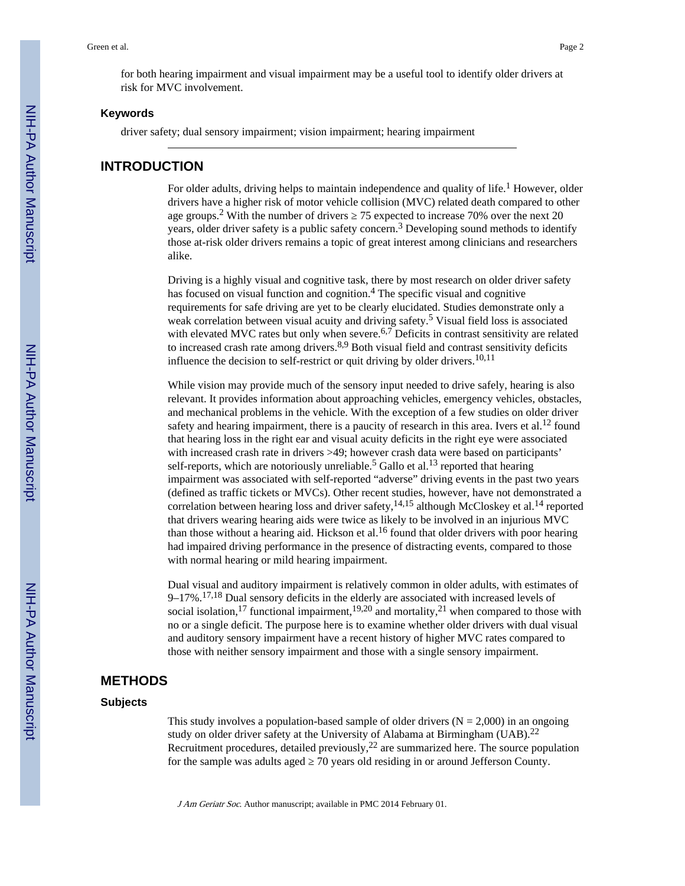for both hearing impairment and visual impairment may be a useful tool to identify older drivers at risk for MVC involvement.

### Keywords

driver safety; dual sensory impairment; vision impairment; hearing impairment

## INTRODUCTION

For older adults, driving helps to maintain independence and quality of life.[1] However, older drivers have a higher risk of motor vehicle collision (MVC) related death compared to other age groups.[2] With the number of drivers ≥ 75 expected to increase 70% over the next 20 years, older driver safety is a public safety concern.[3] Developing sound methods to identify those at-risk older drivers remains a topic of great interest among clinicians and researchers alike.

Driving is a highly visual and cognitive task, there by most research on older driver safety has focused on visual function and cognition.[4] The specific visual and cognitive requirements for safe driving are yet to be clearly elucidated. Studies demonstrate only a weak correlation between visual acuity and driving safety.[5] Visual field loss is associated with elevated MVC rates but only when severe.[6,7] Deficits in contrast sensitivity are related to increased crash rate among drivers.[8,9] Both visual field and contrast sensitivity deficits influence the decision to self-restrict or quit driving by older drivers.[10,11]

While vision may provide much of the sensory input needed to drive safely, hearing is also relevant. It provides information about approaching vehicles, emergency vehicles, obstacles, and mechanical problems in the vehicle. With the exception of a few studies on older driver safety and hearing impairment, there is a paucity of research in this area. Ivers et al.[12] found that hearing loss in the right ear and visual acuity deficits in the right eye were associated with increased crash rate in drivers >49; however crash data were based on participants' self-reports, which are notoriously unreliable.[5] Gallo et al.[13] reported that hearing impairment was associated with self-reported "adverse" driving events in the past two years (defined as traffic tickets or MVCs). Other recent studies, however, have not demonstrated a correlation between hearing loss and driver safety,[14,15] although McCloskey et al.[14] reported that drivers wearing hearing aids were twice as likely to be involved in an injurious MVC than those without a hearing aid. Hickson et al.[16] found that older drivers with poor hearing had impaired driving performance in the presence of distracting events, compared to those with normal hearing or mild hearing impairment.

Dual visual and auditory impairment is relatively common in older adults, with estimates of 9–17%.[17,18] Dual sensory deficits in the elderly are associated with increased levels of social isolation,[17] functional impairment,[19,20] and mortality,[21] when compared to those with no or a single deficit. The purpose here is to examine whether older drivers with dual visual and auditory sensory impairment have a recent history of higher MVC rates compared to those with neither sensory impairment and those with a single sensory impairment.

## METHODS

### Subjects

This study involves a population-based sample of older drivers (N = 2,000) in an ongoing study on older driver safety at the University of Alabama at Birmingham (UAB).[22] Recruitment procedures, detailed previously,[22] are summarized here. The source population for the sample was adults aged ≥ 70 years old residing in or around Jefferson County.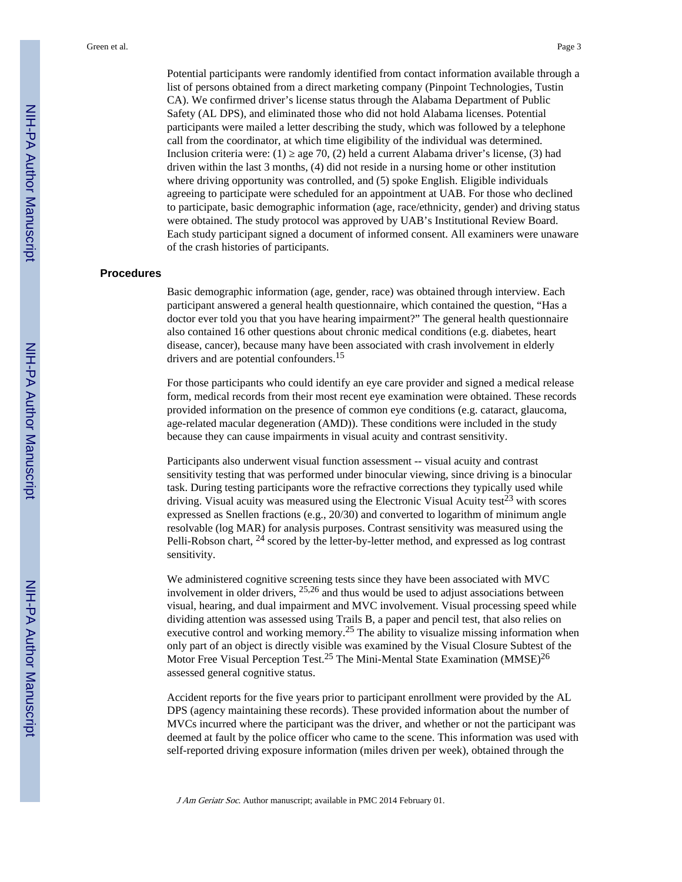Potential participants were randomly identified from contact information available through a list of persons obtained from a direct marketing company (Pinpoint Technologies, Tustin CA). We confirmed driver's license status through the Alabama Department of Public Safety (AL DPS), and eliminated those who did not hold Alabama licenses. Potential participants were mailed a letter describing the study, which was followed by a telephone call from the coordinator, at which time eligibility of the individual was determined. Inclusion criteria were: (1) ≥ age 70, (2) held a current Alabama driver's license, (3) had driven within the last 3 months, (4) did not reside in a nursing home or other institution where driving opportunity was controlled, and (5) spoke English. Eligible individuals agreeing to participate were scheduled for an appointment at UAB. For those who declined to participate, basic demographic information (age, race/ethnicity, gender) and driving status were obtained. The study protocol was approved by UAB's Institutional Review Board. Each study participant signed a document of informed consent. All examiners were unaware of the crash histories of participants.

## Procedures

Basic demographic information (age, gender, race) was obtained through interview. Each participant answered a general health questionnaire, which contained the question, "Has a doctor ever told you that you have hearing impairment?" The general health questionnaire also contained 16 other questions about chronic medical conditions (e.g. diabetes, heart disease, cancer), because many have been associated with crash involvement in elderly drivers and are potential confounders.[15]

For those participants who could identify an eye care provider and signed a medical release form, medical records from their most recent eye examination were obtained. These records provided information on the presence of common eye conditions (e.g. cataract, glaucoma, age-related macular degeneration (AMD)). These conditions were included in the study because they can cause impairments in visual acuity and contrast sensitivity.

Participants also underwent visual function assessment -- visual acuity and contrast sensitivity testing that was performed under binocular viewing, since driving is a binocular task. During testing participants wore the refractive corrections they typically used while driving. Visual acuity was measured using the Electronic Visual Acuity test[23] with scores expressed as Snellen fractions (e.g., 20/30) and converted to logarithm of minimum angle resolvable (log MAR) for analysis purposes. Contrast sensitivity was measured using the Pelli-Robson chart, [24] scored by the letter-by-letter method, and expressed as log contrast sensitivity.

We administered cognitive screening tests since they have been associated with MVC involvement in older drivers, [25,26] and thus would be used to adjust associations between visual, hearing, and dual impairment and MVC involvement. Visual processing speed while dividing attention was assessed using Trails B, a paper and pencil test, that also relies on executive control and working memory.[25] The ability to visualize missing information when only part of an object is directly visible was examined by the Visual Closure Subtest of the Motor Free Visual Perception Test.[25] The Mini-Mental State Examination (MMSE)[26] assessed general cognitive status.

Accident reports for the five years prior to participant enrollment were provided by the AL DPS (agency maintaining these records). These provided information about the number of MVCs incurred where the participant was the driver, and whether or not the participant was deemed at fault by the police officer who came to the scene. This information was used with self-reported driving exposure information (miles driven per week), obtained through the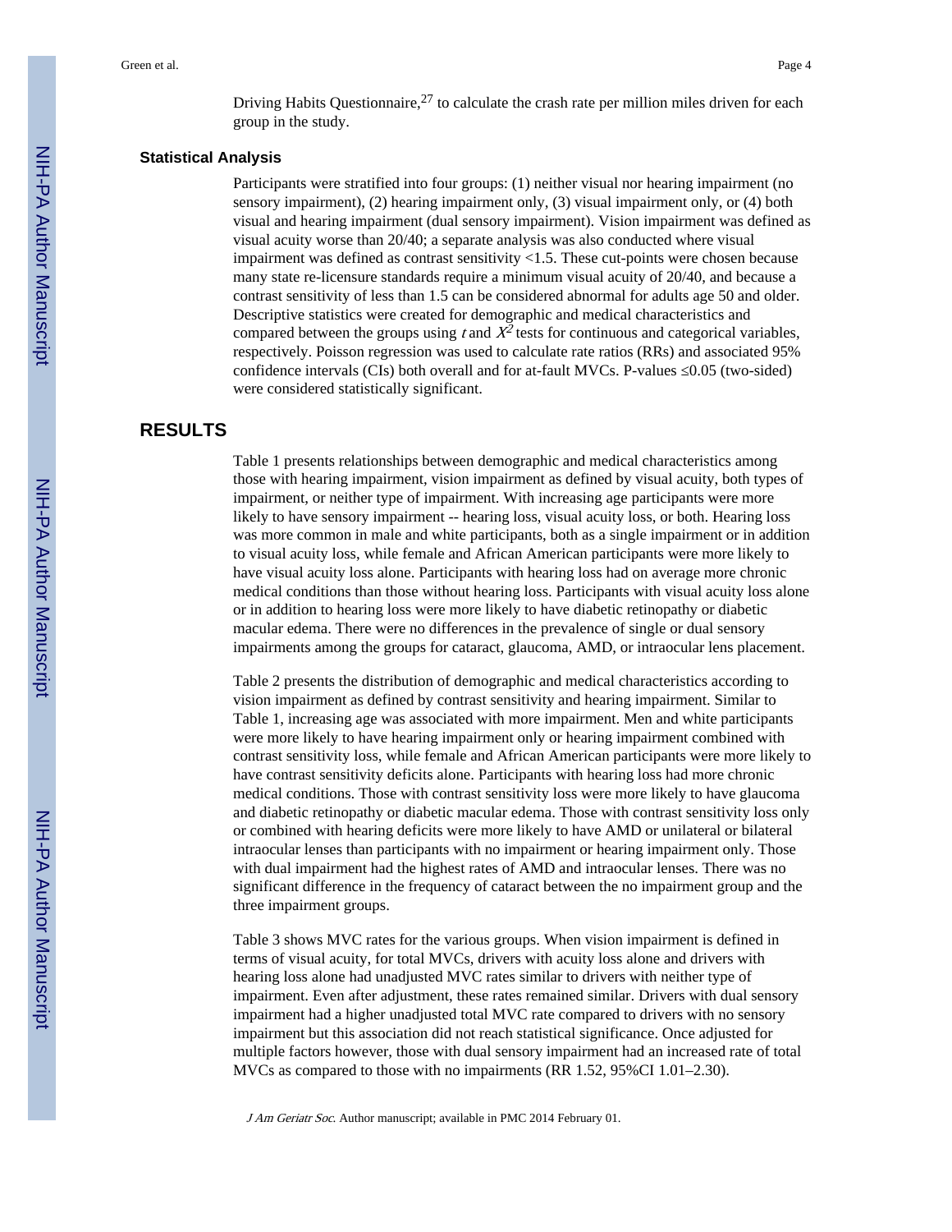Driving Habits Questionnaire,[27] to calculate the crash rate per million miles driven for each group in the study.

### Statistical Analysis

Participants were stratified into four groups: (1) neither visual nor hearing impairment (no sensory impairment), (2) hearing impairment only, (3) visual impairment only, or (4) both visual and hearing impairment (dual sensory impairment). Vision impairment was defined as visual acuity worse than 20/40; a separate analysis was also conducted where visual impairment was defined as contrast sensitivity <1.5. These cut-points were chosen because many state re-licensure standards require a minimum visual acuity of 20/40, and because a contrast sensitivity of less than 1.5 can be considered abnormal for adults age 50 and older. Descriptive statistics were created for demographic and medical characteristics and compared between the groups using $t$ and $X^2$ tests for continuous and categorical variables, respectively. Poisson regression was used to calculate rate ratios (RRs) and associated 95% confidence intervals (CIs) both overall and for at-fault MVCs. P-values ≤0.05 (two-sided) were considered statistically significant.

## RESULTS

Table 1 presents relationships between demographic and medical characteristics among those with hearing impairment, vision impairment as defined by visual acuity, both types of impairment, or neither type of impairment. With increasing age participants were more likely to have sensory impairment -- hearing loss, visual acuity loss, or both. Hearing loss was more common in male and white participants, both as a single impairment or in addition to visual acuity loss, while female and African American participants were more likely to have visual acuity loss alone. Participants with hearing loss had on average more chronic medical conditions than those without hearing loss. Participants with visual acuity loss alone or in addition to hearing loss were more likely to have diabetic retinopathy or diabetic macular edema. There were no differences in the prevalence of single or dual sensory impairments among the groups for cataract, glaucoma, AMD, or intraocular lens placement.

Table 2 presents the distribution of demographic and medical characteristics according to vision impairment as defined by contrast sensitivity and hearing impairment. Similar to Table 1, increasing age was associated with more impairment. Men and white participants were more likely to have hearing impairment only or hearing impairment combined with contrast sensitivity loss, while female and African American participants were more likely to have contrast sensitivity deficits alone. Participants with hearing loss had more chronic medical conditions. Those with contrast sensitivity loss were more likely to have glaucoma and diabetic retinopathy or diabetic macular edema. Those with contrast sensitivity loss only or combined with hearing deficits were more likely to have AMD or unilateral or bilateral intraocular lenses than participants with no impairment or hearing impairment only. Those with dual impairment had the highest rates of AMD and intraocular lenses. There was no significant difference in the frequency of cataract between the no impairment group and the three impairment groups.

Table 3 shows MVC rates for the various groups. When vision impairment is defined in terms of visual acuity, for total MVCs, drivers with acuity loss alone and drivers with hearing loss alone had unadjusted MVC rates similar to drivers with neither type of impairment. Even after adjustment, these rates remained similar. Drivers with dual sensory impairment had a higher unadjusted total MVC rate compared to drivers with no sensory impairment but this association did not reach statistical significance. Once adjusted for multiple factors however, those with dual sensory impairment had an increased rate of total MVCs as compared to those with no impairments (RR 1.52, 95%CI 1.01–2.30).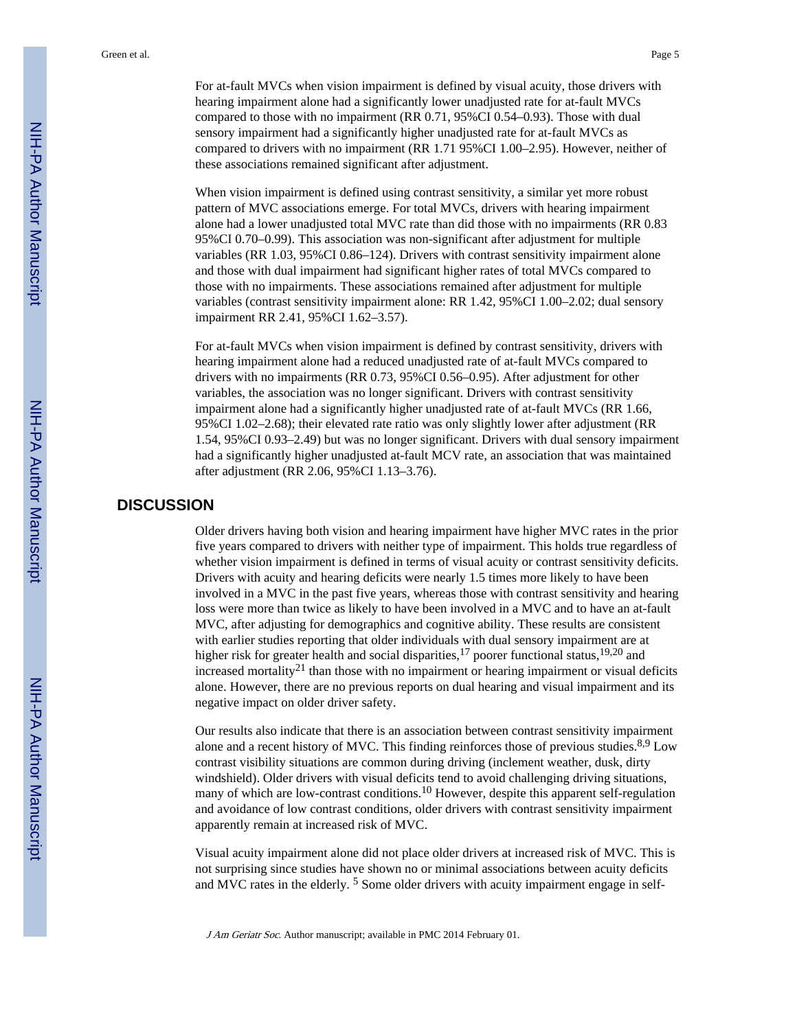For at-fault MVCs when vision impairment is defined by visual acuity, those drivers with hearing impairment alone had a significantly lower unadjusted rate for at-fault MVCs compared to those with no impairment (RR 0.71, 95%CI 0.54–0.93). Those with dual sensory impairment had a significantly higher unadjusted rate for at-fault MVCs as compared to drivers with no impairment (RR 1.71 95%CI 1.00–2.95). However, neither of these associations remained significant after adjustment.

When vision impairment is defined using contrast sensitivity, a similar yet more robust pattern of MVC associations emerge. For total MVCs, drivers with hearing impairment alone had a lower unadjusted total MVC rate than did those with no impairments (RR 0.83 95%CI 0.70–0.99). This association was non-significant after adjustment for multiple variables (RR 1.03, 95%CI 0.86–124). Drivers with contrast sensitivity impairment alone and those with dual impairment had significant higher rates of total MVCs compared to those with no impairments. These associations remained after adjustment for multiple variables (contrast sensitivity impairment alone: RR 1.42, 95%CI 1.00–2.02; dual sensory impairment RR 2.41, 95%CI 1.62–3.57).

For at-fault MVCs when vision impairment is defined by contrast sensitivity, drivers with hearing impairment alone had a reduced unadjusted rate of at-fault MVCs compared to drivers with no impairments (RR 0.73, 95%CI 0.56–0.95). After adjustment for other variables, the association was no longer significant. Drivers with contrast sensitivity impairment alone had a significantly higher unadjusted rate of at-fault MVCs (RR 1.66, 95%CI 1.02–2.68); their elevated rate ratio was only slightly lower after adjustment (RR 1.54, 95%CI 0.93–2.49) but was no longer significant. Drivers with dual sensory impairment had a significantly higher unadjusted at-fault MCV rate, an association that was maintained after adjustment (RR 2.06, 95%CI 1.13–3.76).

## DISCUSSION

Older drivers having both vision and hearing impairment have higher MVC rates in the prior five years compared to drivers with neither type of impairment. This holds true regardless of whether vision impairment is defined in terms of visual acuity or contrast sensitivity deficits. Drivers with acuity and hearing deficits were nearly 1.5 times more likely to have been involved in a MVC in the past five years, whereas those with contrast sensitivity and hearing loss were more than twice as likely to have been involved in a MVC and to have an at-fault MVC, after adjusting for demographics and cognitive ability. These results are consistent with earlier studies reporting that older individuals with dual sensory impairment are at higher risk for greater health and social disparities,[17] poorer functional status,[19,20] and increased mortality[21] than those with no impairment or hearing impairment or visual deficits alone. However, there are no previous reports on dual hearing and visual impairment and its negative impact on older driver safety.

Our results also indicate that there is an association between contrast sensitivity impairment alone and a recent history of MVC. This finding reinforces those of previous studies.[8,9] Low contrast visibility situations are common during driving (inclement weather, dusk, dirty windshield). Older drivers with visual deficits tend to avoid challenging driving situations, many of which are low-contrast conditions.[10] However, despite this apparent self-regulation and avoidance of low contrast conditions, older drivers with contrast sensitivity impairment apparently remain at increased risk of MVC.

Visual acuity impairment alone did not place older drivers at increased risk of MVC. This is not surprising since studies have shown no or minimal associations between acuity deficits and MVC rates in the elderly. [5] Some older drivers with acuity impairment engage in self-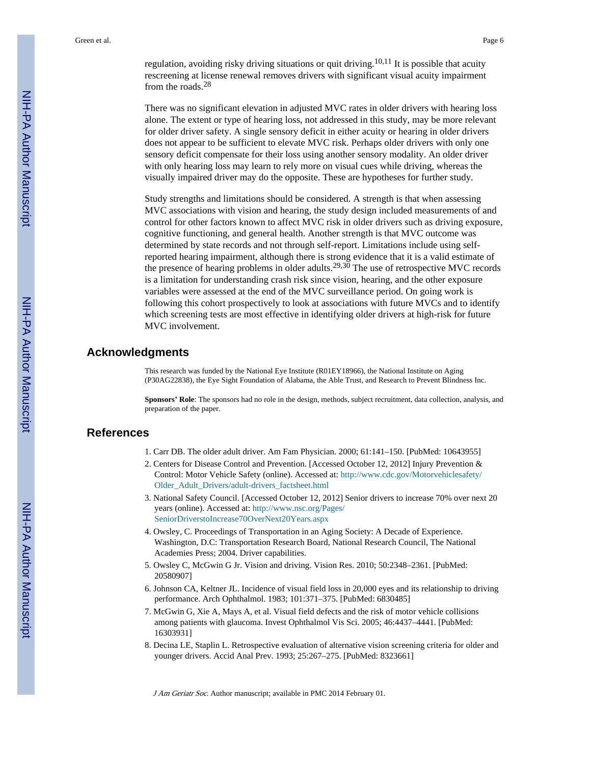regulation, avoiding risky driving situations or quit driving.[10,11] It is possible that acuity rescreening at license renewal removes drivers with significant visual acuity impairment from the roads.[28]

There was no significant elevation in adjusted MVC rates in older drivers with hearing loss alone. The extent or type of hearing loss, not addressed in this study, may be more relevant for older driver safety. A single sensory deficit in either acuity or hearing in older drivers does not appear to be sufficient to elevate MVC risk. Perhaps older drivers with only one sensory deficit compensate for their loss using another sensory modality. An older driver with only hearing loss may learn to rely more on visual cues while driving, whereas the visually impaired driver may do the opposite. These are hypotheses for further study.

Study strengths and limitations should be considered. A strength is that when assessing MVC associations with vision and hearing, the study design included measurements of and control for other factors known to affect MVC risk in older drivers such as driving exposure, cognitive functioning, and general health. Another strength is that MVC outcome was determined by state records and not through self-report. Limitations include using self-reported hearing impairment, although there is strong evidence that it is a valid estimate of the presence of hearing problems in older adults.[29,30] The use of retrospective MVC records is a limitation for understanding crash risk since vision, hearing, and the other exposure variables were assessed at the end of the MVC surveillance period. On going work is following this cohort prospectively to look at associations with future MVCs and to identify which screening tests are most effective in identifying older drivers at high-risk for future MVC involvement.

## Acknowledgments

This research was funded by the National Eye Institute (R01EY18966), the National Institute on Aging (P30AG22838), the Eye Sight Foundation of Alabama, the Able Trust, and Research to Prevent Blindness Inc.

**Sponsors' Role**: The sponsors had no role in the design, methods, subject recruitment, data collection, analysis, and preparation of the paper.

## References

1. Carr DB. The older adult driver. Am Fam Physician. 2000; 61:141–150. [PubMed: 10643955]
2. Centers for Disease Control and Prevention. [Accessed October 12, 2012] Injury Prevention & Control: Motor Vehicle Safety (online). Accessed at: http://www.cdc.gov/Motorvehiclesafety/Older_Adult_Drivers/adult-drivers_factsheet.html
3. National Safety Council. [Accessed October 12, 2012] Senior drivers to increase 70% over next 20 years (online). Accessed at: http://www.nsc.org/Pages/SeniorDriverstoIncrease70OverNext20Years.aspx
4. Owsley, C. Proceedings of Transportation in an Aging Society: A Decade of Experience. Washington, D.C: Transportation Research Board, National Research Council, The National Academies Press; 2004. Driver capabilities.
5. Owsley C, McGwin G Jr. Vision and driving. Vision Res. 2010; 50:2348–2361. [PubMed: 20580907]
6. Johnson CA, Keltner JL. Incidence of visual field loss in 20,000 eyes and its relationship to driving performance. Arch Ophthalmol. 1983; 101:371–375. [PubMed: 6830485]
7. McGwin G, Xie A, Mays A, et al. Visual field defects and the risk of motor vehicle collisions among patients with glaucoma. Invest Ophthalmol Vis Sci. 2005; 46:4437–4441. [PubMed: 16303931]
8. Decina LE, Staplin L. Retrospective evaluation of alternative vision screening criteria for older and younger drivers. Accid Anal Prev. 1993; 25:267–275. [PubMed: 8323661]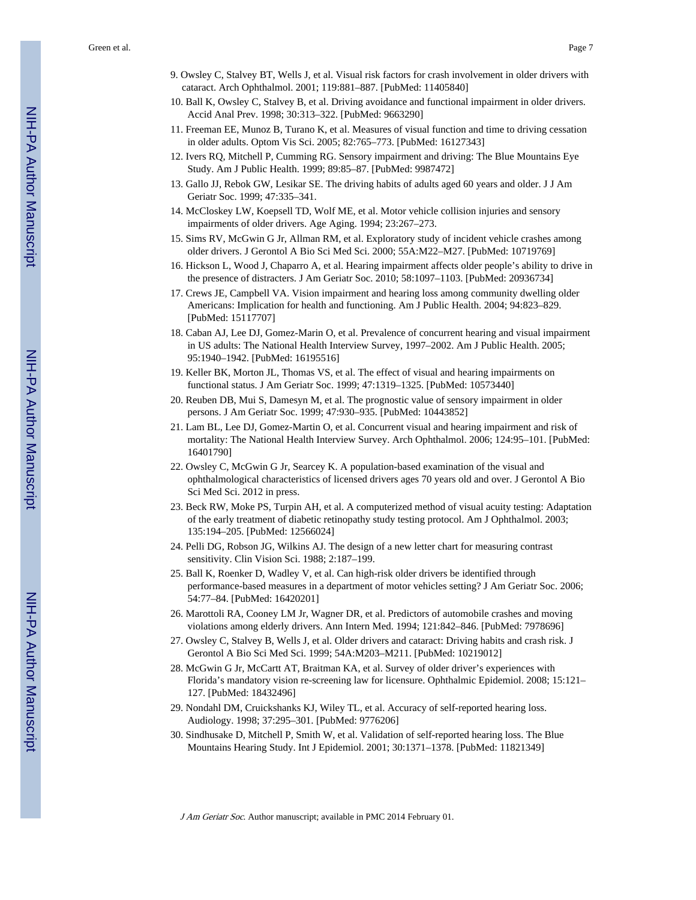9. Owsley C, Stalvey BT, Wells J, et al. Visual risk factors for crash involvement in older drivers with cataract. Arch Ophthalmol. 2001; 119:881–887. [PubMed: 11405840]
10. Ball K, Owsley C, Stalvey B, et al. Driving avoidance and functional impairment in older drivers. Accid Anal Prev. 1998; 30:313–322. [PubMed: 9663290]
11. Freeman EE, Munoz B, Turano K, et al. Measures of visual function and time to driving cessation in older adults. Optom Vis Sci. 2005; 82:765–773. [PubMed: 16127343]
12. Ivers RQ, Mitchell P, Cumming RG. Sensory impairment and driving: The Blue Mountains Eye Study. Am J Public Health. 1999; 89:85–87. [PubMed: 9987472]
13. Gallo JJ, Rebok GW, Lesikar SE. The driving habits of adults aged 60 years and older. J J Am Geriatr Soc. 1999; 47:335–341.
14. McCloskey LW, Koepsell TD, Wolf ME, et al. Motor vehicle collision injuries and sensory impairments of older drivers. Age Aging. 1994; 23:267–273.
15. Sims RV, McGwin G Jr, Allman RM, et al. Exploratory study of incident vehicle crashes among older drivers. J Gerontol A Bio Sci Med Sci. 2000; 55A:M22–M27. [PubMed: 10719769]
16. Hickson L, Wood J, Chaparro A, et al. Hearing impairment affects older people's ability to drive in the presence of distracters. J Am Geriatr Soc. 2010; 58:1097–1103. [PubMed: 20936734]
17. Crews JE, Campbell VA. Vision impairment and hearing loss among community dwelling older Americans: Implication for health and functioning. Am J Public Health. 2004; 94:823–829. [PubMed: 15117707]
18. Caban AJ, Lee DJ, Gomez-Marin O, et al. Prevalence of concurrent hearing and visual impairment in US adults: The National Health Interview Survey, 1997–2002. Am J Public Health. 2005; 95:1940–1942. [PubMed: 16195516]
19. Keller BK, Morton JL, Thomas VS, et al. The effect of visual and hearing impairments on functional status. J Am Geriatr Soc. 1999; 47:1319–1325. [PubMed: 10573440]
20. Reuben DB, Mui S, Damesyn M, et al. The prognostic value of sensory impairment in older persons. J Am Geriatr Soc. 1999; 47:930–935. [PubMed: 10443852]
21. Lam BL, Lee DJ, Gomez-Martin O, et al. Concurrent visual and hearing impairment and risk of mortality: The National Health Interview Survey. Arch Ophthalmol. 2006; 124:95–101. [PubMed: 16401790]
22. Owsley C, McGwin G Jr, Searcey K. A population-based examination of the visual and ophthalmological characteristics of licensed drivers ages 70 years old and over. J Gerontol A Bio Sci Med Sci. 2012 in press.
23. Beck RW, Moke PS, Turpin AH, et al. A computerized method of visual acuity testing: Adaptation of the early treatment of diabetic retinopathy study testing protocol. Am J Ophthalmol. 2003; 135:194–205. [PubMed: 12566024]
24. Pelli DG, Robson JG, Wilkins AJ. The design of a new letter chart for measuring contrast sensitivity. Clin Vision Sci. 1988; 2:187–199.
25. Ball K, Roenker D, Wadley V, et al. Can high-risk older drivers be identified through performance-based measures in a department of motor vehicles setting? J Am Geriatr Soc. 2006; 54:77–84. [PubMed: 16420201]
26. Marottoli RA, Cooney LM Jr, Wagner DR, et al. Predictors of automobile crashes and moving violations among elderly drivers. Ann Intern Med. 1994; 121:842–846. [PubMed: 7978696]
27. Owsley C, Stalvey B, Wells J, et al. Older drivers and cataract: Driving habits and crash risk. J Gerontol A Bio Sci Med Sci. 1999; 54A:M203–M211. [PubMed: 10219012]
28. McGwin G Jr, McCartt AT, Braitman KA, et al. Survey of older driver's experiences with Florida's mandatory vision re-screening law for licensure. Ophthalmic Epidemiol. 2008; 15:121–127. [PubMed: 18432496]
29. Nondahl DM, Cruickshanks KJ, Wiley TL, et al. Accuracy of self-reported hearing loss. Audiology. 1998; 37:295–301. [PubMed: 9776206]
30. Sindhusake D, Mitchell P, Smith W, et al. Validation of self-reported hearing loss. The Blue Mountains Hearing Study. Int J Epidemiol. 2001; 30:1371–1378. [PubMed: 11821349]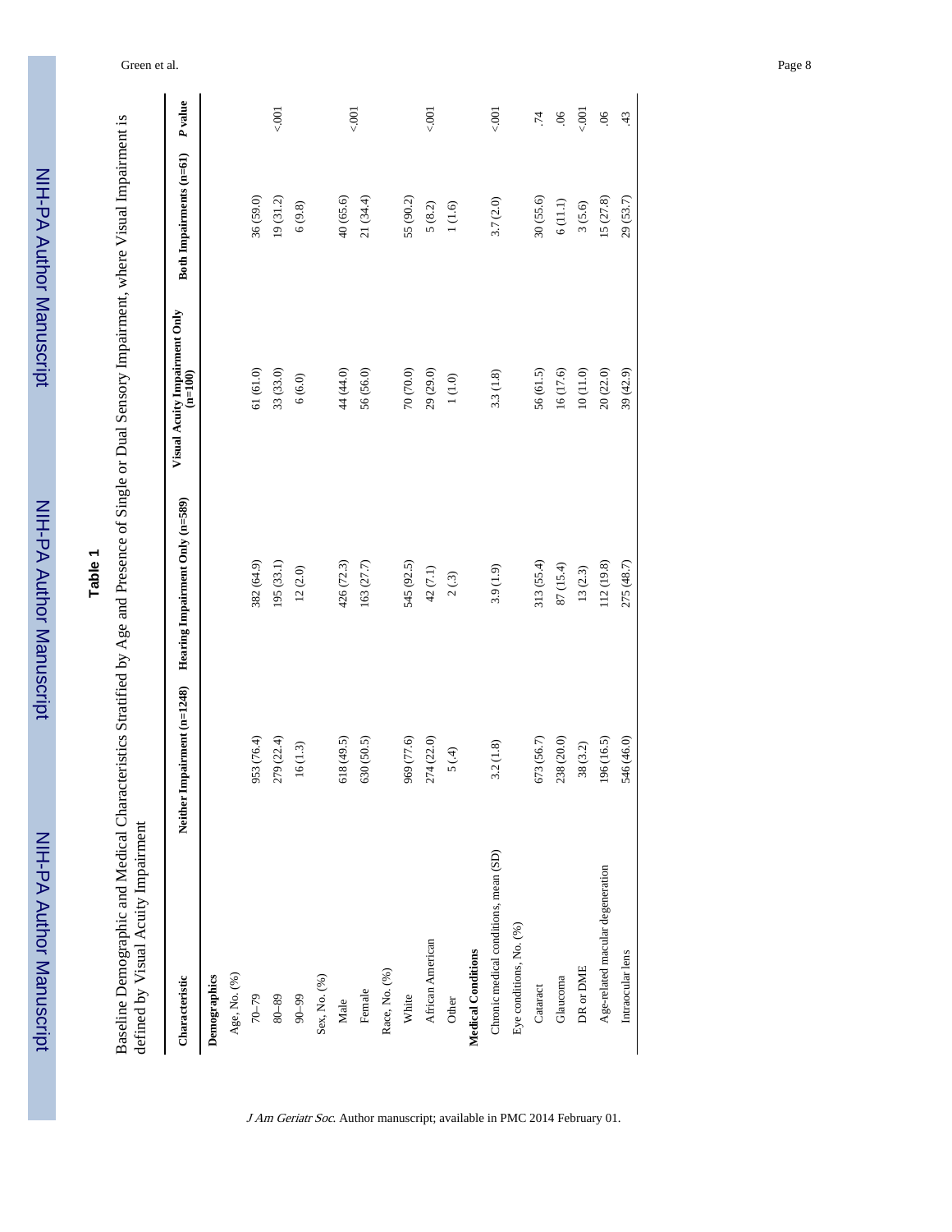**Table 1**

Baseline Demographic and Medical Characteristics Stratified by Age and Presence of Single or Dual Sensory Impairment, where Visual Impairment is defined by Visual Acuity Impairment

| Characteristic | Neither Impairment (n=1248) | Hearing Impairment Only (n=589) | Visual Acuity Impairment Only (n=100) | Both Impairments (n=61) | P value |
|---|---|---|---|---|---|
| **Demographics** | | | | | |
| Age, No. (%) | | | | | |
| 70–79 | 953 (76.4) | 382 (64.9) | 61 (61.0) | 36 (59.0) | |
| 80–89 | 279 (22.4) | 195 (33.1) | 33 (33.0) | 19 (31.2) | <.001 |
| 90–99 | 16 (1.3) | 12 (2.0) | 6 (6.0) | 6 (9.8) | |
| Sex, No. (%) | | | | | |
| Male | 618 (49.5) | 426 (72.3) | 44 (44.0) | 40 (65.6) | <.001 |
| Female | 630 (50.5) | 163 (27.7) | 56 (56.0) | 21 (34.4) | |
| Race, No. (%) | | | | | |
| White | 969 (77.6) | 545 (92.5) | 70 (70.0) | 55 (90.2) | |
| African American | 274 (22.0) | 42 (7.1) | 29 (29.0) | 5 (8.2) | <.001 |
| Other | 5 (.4) | 2 (.3) | 1 (1.0) | 1 (1.6) | |
| **Medical Conditions** | | | | | |
| Chronic medical conditions, mean (SD) | 3.2 (1.8) | 3.9 (1.9) | 3.3 (1.8) | 3.7 (2.0) | <.001 |
| Eye conditions, No. (%) | | | | | |
| Cataract | 673 (56.7) | 313 (55.4) | 56 (61.5) | 30 (55.6) | .74 |
| Glaucoma | 238 (20.0) | 87 (15.4) | 16 (17.6) | 6 (11.1) | .06 |
| DR or DME | 38 (3.2) | 13 (2.3) | 10 (11.0) | 3 (5.6) | <.001 |
| Age-related macular degeneration | 196 (16.5) | 112 (19.8) | 20 (22.0) | 15 (27.8) | .06 |
| Intraocular lens | 546 (46.0) | 275 (48.7) | 39 (42.9) | 29 (53.7) | .43 |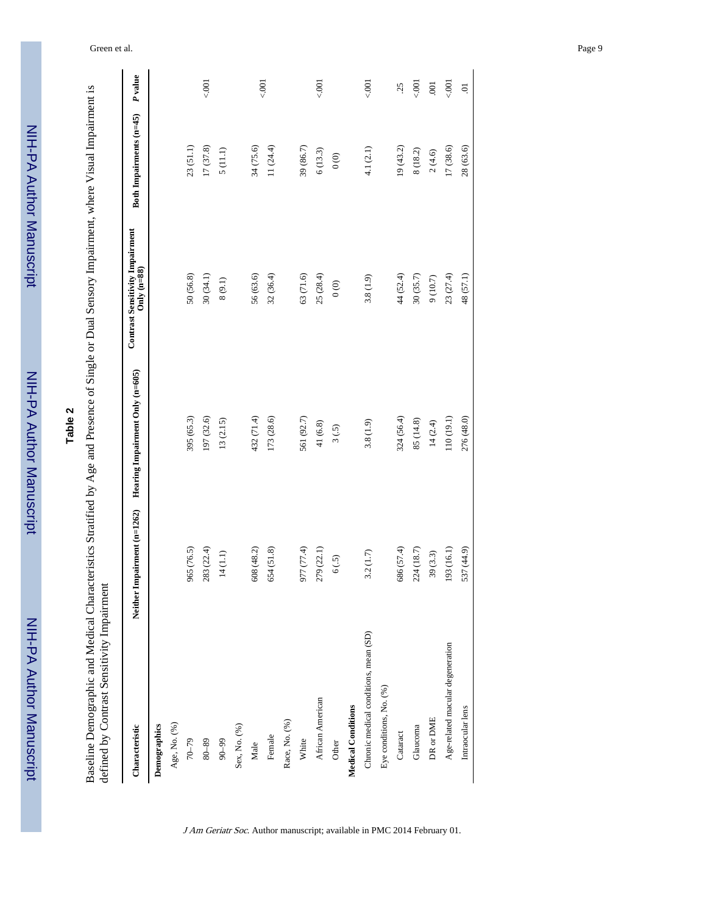# Table 2

Baseline Demographic and Medical Characteristics Stratified by Age and Presence of Single or Dual Sensory Impairment, where Visual Impairment is defined by Contrast Sensitivity Impairment

| Characteristic | Neither Impairment (n=1262) | Hearing Impairment Only (n=605) | Contrast Sensitivity Impairment Only (n=88) | Both Impairments (n=45) | P value |
|---|---|---|---|---|---|
| **Demographics** | | | | | |
| Age, No. (%) | | | | | |
| 70–79 | 965 (76.5) | 395 (65.3) | 50 (56.8) | 23 (51.1) | |
| 80–89 | 283 (22.4) | 197 (32.6) | 30 (34.1) | 17 (37.8) | <.001 |
| 90–99 | 14 (1.1) | 13 (2.15) | 8 (9.1) | 5 (11.1) | |
| Sex, No. (%) | | | | | |
| Male | 608 (48.2) | 432 (71.4) | 56 (63.6) | 34 (75.6) | <.001 |
| Female | 654 (51.8) | 173 (28.6) | 32 (36.4) | 11 (24.4) | |
| Race, No. (%) | | | | | |
| White | 977 (77.4) | 561 (92.7) | 63 (71.6) | 39 (86.7) | |
| African American | 279 (22.1) | 41 (6.8) | 25 (28.4) | 6 (13.3) | <.001 |
| Other | 6 (.5) | 3 (.5) | 0 (0) | 0 (0) | |
| **Medical Conditions** | | | | | |
| Chronic medical conditions, mean (SD) | 3.2 (1.7) | 3.8 (1.9) | 3.8 (1.9) | 4.1 (2.1) | <.001 |
| Eye conditions, No. (%) | | | | | |
| Cataract | 686 (57.4) | 324 (56.4) | 44 (52.4) | 19 (43.2) | .25 |
| Glaucoma | 224 (18.7) | 85 (14.8) | 30 (35.7) | 8 (18.2) | <.001 |
| DR or DME | 39 (3.3) | 14 (2.4) | 9 (10.7) | 2 (4.6) | .001 |
| Age-related macular degeneration | 193 (16.1) | 110 (19.1) | 23 (27.4) | 17 (38.6) | <.001 |
| Intraocular lens | 537 (44.9) | 276 (48.0) | 48 (57.1) | 28 (63.6) | .01 |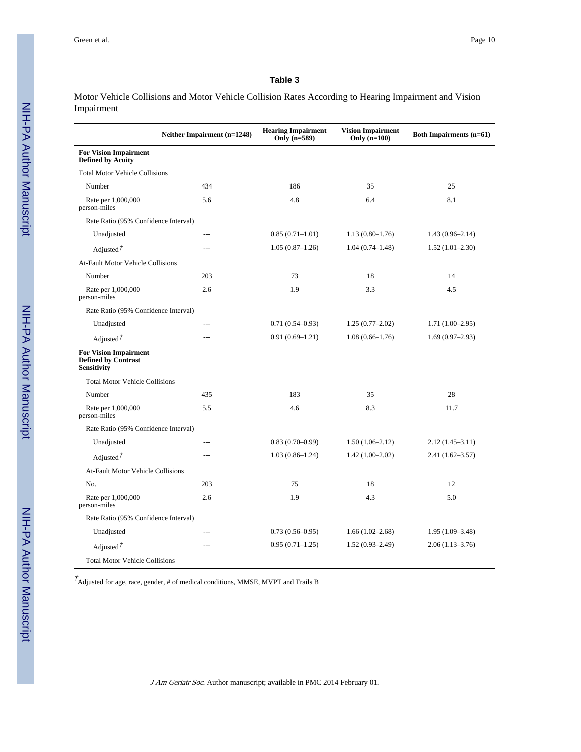### Table 3

Motor Vehicle Collisions and Motor Vehicle Collision Rates According to Hearing Impairment and Vision Impairment

| | Neither Impairment (n=1248) | Hearing Impairment Only (n=589) | Vision Impairment Only (n=100) | Both Impairments (n=61) |
|---|---|---|---|---|
| **For Vision Impairment Defined by Acuity** | | | | |
| Total Motor Vehicle Collisions | | | | |
| Number | 434 | 186 | 35 | 25 |
| Rate per 1,000,000 person-miles | 5.6 | 4.8 | 6.4 | 8.1 |
| Rate Ratio (95% Confidence Interval) | | | | |
| Unadjusted | --- | 0.85 (0.71–1.01) | 1.13 (0.80–1.76) | 1.43 (0.96–2.14) |
| Adjusted† | --- | 1.05 (0.87–1.26) | 1.04 (0.74–1.48) | 1.52 (1.01–2.30) |
| At-Fault Motor Vehicle Collisions | | | | |
| Number | 203 | 73 | 18 | 14 |
| Rate per 1,000,000 person-miles | 2.6 | 1.9 | 3.3 | 4.5 |
| Rate Ratio (95% Confidence Interval) | | | | |
| Unadjusted | --- | 0.71 (0.54–0.93) | 1.25 (0.77–2.02) | 1.71 (1.00–2.95) |
| Adjusted† | --- | 0.91 (0.69–1.21) | 1.08 (0.66–1.76) | 1.69 (0.97–2.93) |
| **For Vision Impairment Defined by Contrast Sensitivity** | | | | |
| Total Motor Vehicle Collisions | | | | |
| Number | 435 | 183 | 35 | 28 |
| Rate per 1,000,000 person-miles | 5.5 | 4.6 | 8.3 | 11.7 |
| Rate Ratio (95% Confidence Interval) | | | | |
| Unadjusted | --- | 0.83 (0.70–0.99) | 1.50 (1.06–2.12) | 2.12 (1.45–3.11) |
| Adjusted† | --- | 1.03 (0.86–1.24) | 1.42 (1.00–2.02) | 2.41 (1.62–3.57) |
| At-Fault Motor Vehicle Collisions | | | | |
| No. | 203 | 75 | 18 | 12 |
| Rate per 1,000,000 person-miles | 2.6 | 1.9 | 4.3 | 5.0 |
| Rate Ratio (95% Confidence Interval) | | | | |
| Unadjusted | --- | 0.73 (0.56–0.95) | 1.66 (1.02–2.68) | 1.95 (1.09–3.48) |
| Adjusted† | --- | 0.95 (0.71–1.25) | 1.52 (0.93–2.49) | 2.06 (1.13–3.76) |
| Total Motor Vehicle Collisions | | | | |

†Adjusted for age, race, gender, # of medical conditions, MMSE, MVPT and Trails B